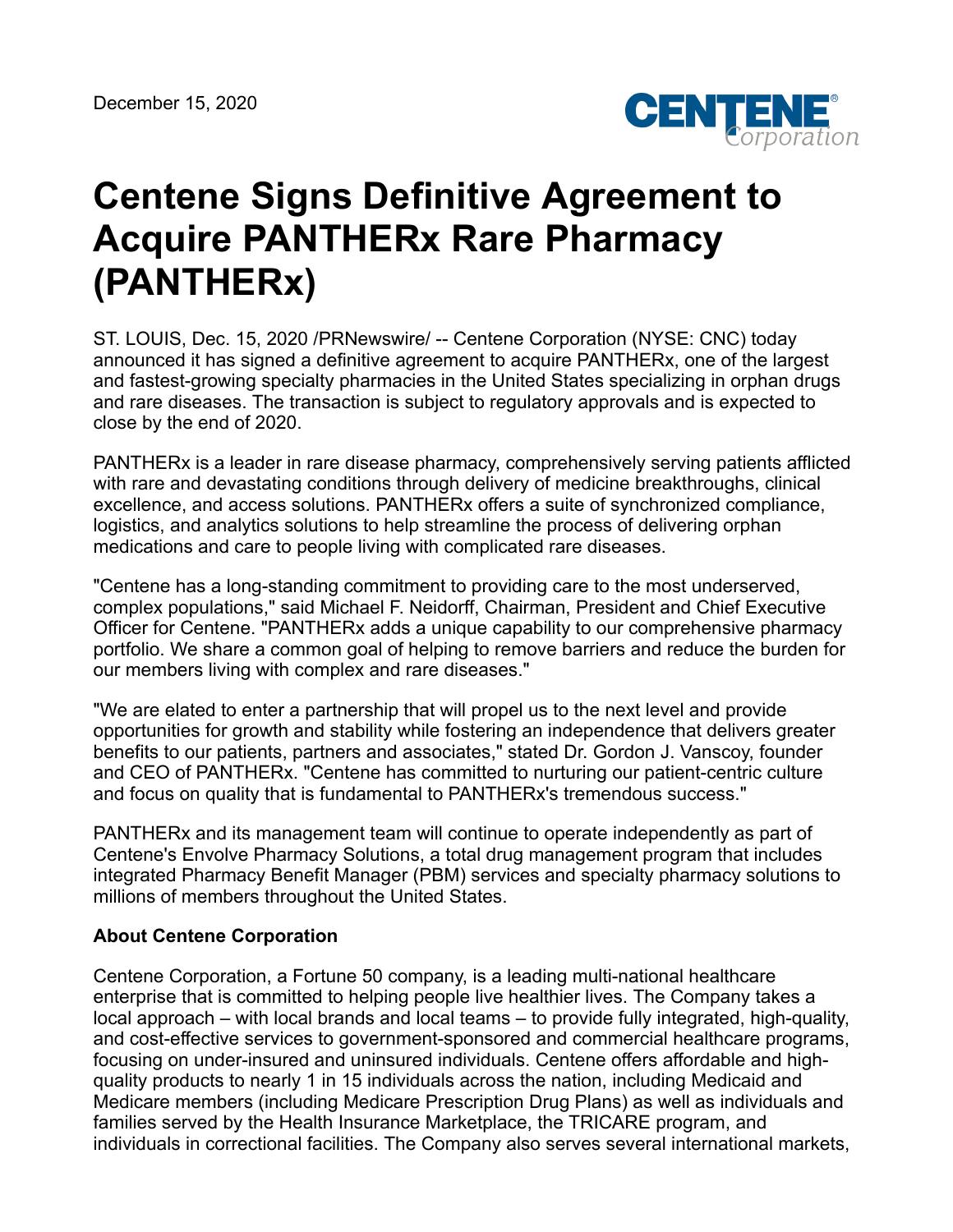December 15, 2020

# Centene Signs Definitive Agreement to Acquire PANTHERx Rare Pharmacy (PANTHERx)

ST. LOUIS, Dec. 15, 2020 /PRNewswire/ -- Centene Corporation (NYSE: CNC) today announced it has signed a definitive agreement to acquire PANTHERx, one of the largest and fastest-growing specialty pharmacies in the United States specializing in orphan drugs and rare diseases. The transaction is subject to regulatory approvals and is expected to close by the end of 2020.

PANTHERx is a leader in rare disease pharmacy, comprehensively serving patients afflicted with rare and devastating conditions through delivery of medicine breakthroughs, clinical excellence, and access solutions. PANTHERx offers a suite of synchronized compliance, logistics, and analytics solutions to help streamline the process of delivering orphan medications and care to people living with complicated rare diseases.

"Centene has a long-standing commitment to providing care to the most underserved, complex populations," said Michael F. Neidorff, Chairman, President and Chief Executive Officer for Centene. "PANTHERx adds a unique capability to our comprehensive pharmacy portfolio. We share a common goal of helping to remove barriers and reduce the burden for our members living with complex and rare diseases."

"We are elated to enter a partnership that will propel us to the next level and provide opportunities for growth and stability while fostering an independence that delivers greater benefits to our patients, partners and associates," stated Dr. Gordon J. Vanscoy, founder and CEO of PANTHERx. "Centene has committed to nurturing our patient-centric culture and focus on quality that is fundamental to PANTHERx's tremendous success."

PANTHERx and its management team will continue to operate independently as part of Centene's Envolve Pharmacy Solutions, a total drug management program that includes integrated Pharmacy Benefit Manager (PBM) services and specialty pharmacy solutions to millions of members throughout the United States.

**About Centene Corporation**

Centene Corporation, a Fortune 50 company, is a leading multi-national healthcare enterprise that is committed to helping people live healthier lives. The Company takes a local approach – with local brands and local teams – to provide fully integrated, high-quality, and cost-effective services to government-sponsored and commercial healthcare programs, focusing on under-insured and uninsured individuals. Centene offers affordable and high-quality products to nearly 1 in 15 individuals across the nation, including Medicaid and Medicare members (including Medicare Prescription Drug Plans) as well as individuals and families served by the Health Insurance Marketplace, the TRICARE program, and individuals in correctional facilities. The Company also serves several international markets,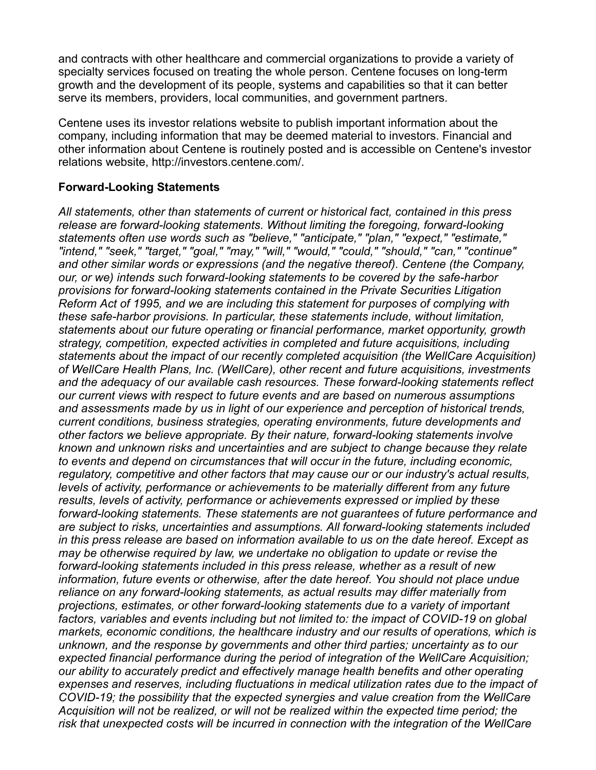and contracts with other healthcare and commercial organizations to provide a variety of specialty services focused on treating the whole person. Centene focuses on long-term growth and the development of its people, systems and capabilities so that it can better serve its members, providers, local communities, and government partners.

Centene uses its investor relations website to publish important information about the company, including information that may be deemed material to investors. Financial and other information about Centene is routinely posted and is accessible on Centene's investor relations website, http://investors.centene.com/.

**Forward-Looking Statements**

*All statements, other than statements of current or historical fact, contained in this press release are forward-looking statements. Without limiting the foregoing, forward-looking statements often use words such as "believe," "anticipate," "plan," "expect," "estimate," "intend," "seek," "target," "goal," "may," "will," "would," "could," "should," "can," "continue" and other similar words or expressions (and the negative thereof). Centene (the Company, our, or we) intends such forward-looking statements to be covered by the safe-harbor provisions for forward-looking statements contained in the Private Securities Litigation Reform Act of 1995, and we are including this statement for purposes of complying with these safe-harbor provisions. In particular, these statements include, without limitation, statements about our future operating or financial performance, market opportunity, growth strategy, competition, expected activities in completed and future acquisitions, including statements about the impact of our recently completed acquisition (the WellCare Acquisition) of WellCare Health Plans, Inc. (WellCare), other recent and future acquisitions, investments and the adequacy of our available cash resources. These forward-looking statements reflect our current views with respect to future events and are based on numerous assumptions and assessments made by us in light of our experience and perception of historical trends, current conditions, business strategies, operating environments, future developments and other factors we believe appropriate. By their nature, forward-looking statements involve known and unknown risks and uncertainties and are subject to change because they relate to events and depend on circumstances that will occur in the future, including economic, regulatory, competitive and other factors that may cause our or our industry's actual results, levels of activity, performance or achievements to be materially different from any future results, levels of activity, performance or achievements expressed or implied by these forward-looking statements. These statements are not guarantees of future performance and are subject to risks, uncertainties and assumptions. All forward-looking statements included in this press release are based on information available to us on the date hereof. Except as may be otherwise required by law, we undertake no obligation to update or revise the forward-looking statements included in this press release, whether as a result of new information, future events or otherwise, after the date hereof. You should not place undue reliance on any forward-looking statements, as actual results may differ materially from projections, estimates, or other forward-looking statements due to a variety of important factors, variables and events including but not limited to: the impact of COVID-19 on global markets, economic conditions, the healthcare industry and our results of operations, which is unknown, and the response by governments and other third parties; uncertainty as to our expected financial performance during the period of integration of the WellCare Acquisition; our ability to accurately predict and effectively manage health benefits and other operating expenses and reserves, including fluctuations in medical utilization rates due to the impact of COVID-19; the possibility that the expected synergies and value creation from the WellCare Acquisition will not be realized, or will not be realized within the expected time period; the risk that unexpected costs will be incurred in connection with the integration of the WellCare*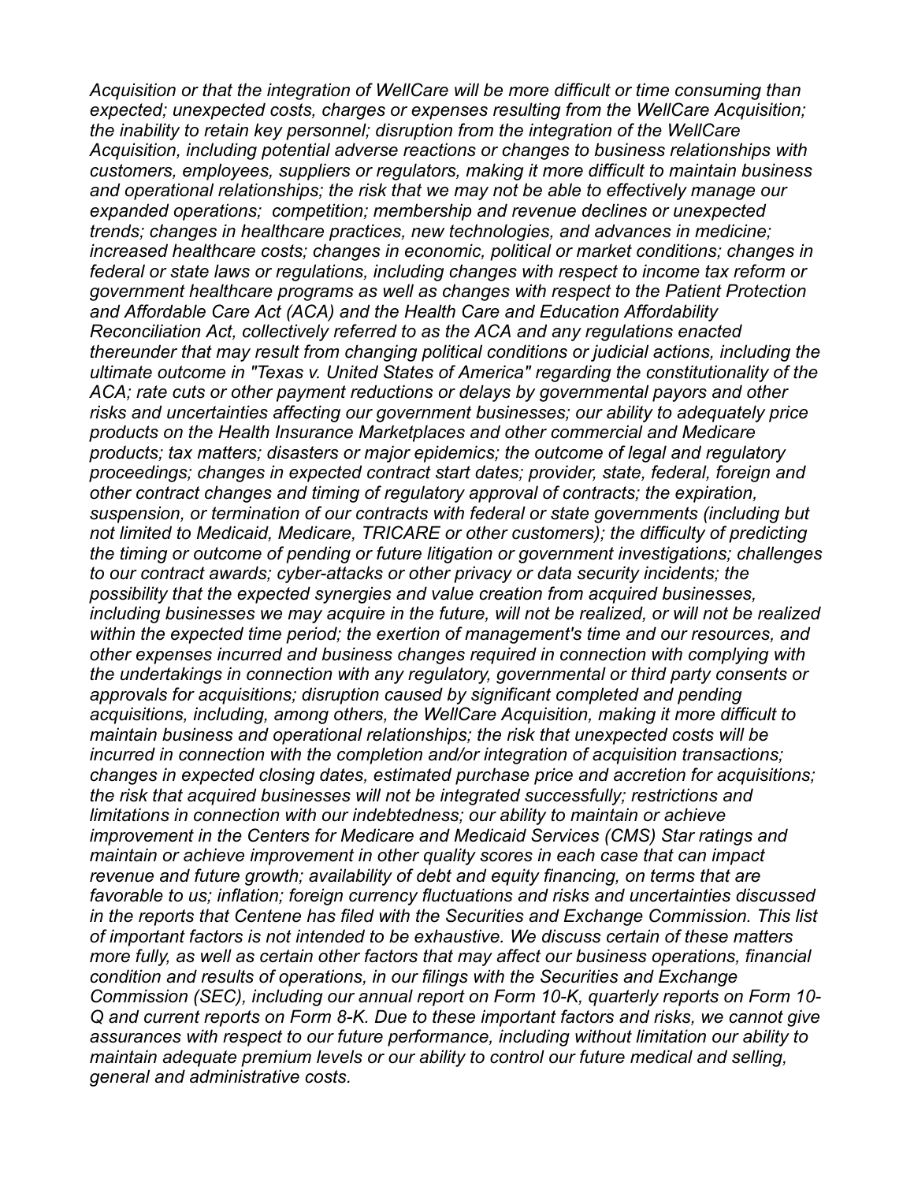*Acquisition or that the integration of WellCare will be more difficult or time consuming than expected; unexpected costs, charges or expenses resulting from the WellCare Acquisition; the inability to retain key personnel; disruption from the integration of the WellCare Acquisition, including potential adverse reactions or changes to business relationships with customers, employees, suppliers or regulators, making it more difficult to maintain business and operational relationships; the risk that we may not be able to effectively manage our expanded operations; competition; membership and revenue declines or unexpected trends; changes in healthcare practices, new technologies, and advances in medicine; increased healthcare costs; changes in economic, political or market conditions; changes in federal or state laws or regulations, including changes with respect to income tax reform or government healthcare programs as well as changes with respect to the Patient Protection and Affordable Care Act (ACA) and the Health Care and Education Affordability Reconciliation Act, collectively referred to as the ACA and any regulations enacted thereunder that may result from changing political conditions or judicial actions, including the ultimate outcome in "Texas v. United States of America" regarding the constitutionality of the ACA; rate cuts or other payment reductions or delays by governmental payors and other risks and uncertainties affecting our government businesses; our ability to adequately price products on the Health Insurance Marketplaces and other commercial and Medicare products; tax matters; disasters or major epidemics; the outcome of legal and regulatory proceedings; changes in expected contract start dates; provider, state, federal, foreign and other contract changes and timing of regulatory approval of contracts; the expiration, suspension, or termination of our contracts with federal or state governments (including but not limited to Medicaid, Medicare, TRICARE or other customers); the difficulty of predicting the timing or outcome of pending or future litigation or government investigations; challenges to our contract awards; cyber-attacks or other privacy or data security incidents; the possibility that the expected synergies and value creation from acquired businesses, including businesses we may acquire in the future, will not be realized, or will not be realized within the expected time period; the exertion of management's time and our resources, and other expenses incurred and business changes required in connection with complying with the undertakings in connection with any regulatory, governmental or third party consents or approvals for acquisitions; disruption caused by significant completed and pending acquisitions, including, among others, the WellCare Acquisition, making it more difficult to maintain business and operational relationships; the risk that unexpected costs will be incurred in connection with the completion and/or integration of acquisition transactions; changes in expected closing dates, estimated purchase price and accretion for acquisitions; the risk that acquired businesses will not be integrated successfully; restrictions and limitations in connection with our indebtedness; our ability to maintain or achieve improvement in the Centers for Medicare and Medicaid Services (CMS) Star ratings and maintain or achieve improvement in other quality scores in each case that can impact revenue and future growth; availability of debt and equity financing, on terms that are favorable to us; inflation; foreign currency fluctuations and risks and uncertainties discussed in the reports that Centene has filed with the Securities and Exchange Commission. This list of important factors is not intended to be exhaustive. We discuss certain of these matters more fully, as well as certain other factors that may affect our business operations, financial condition and results of operations, in our filings with the Securities and Exchange Commission (SEC), including our annual report on Form 10-K, quarterly reports on Form 10-Q and current reports on Form 8-K. Due to these important factors and risks, we cannot give assurances with respect to our future performance, including without limitation our ability to maintain adequate premium levels or our ability to control our future medical and selling, general and administrative costs.*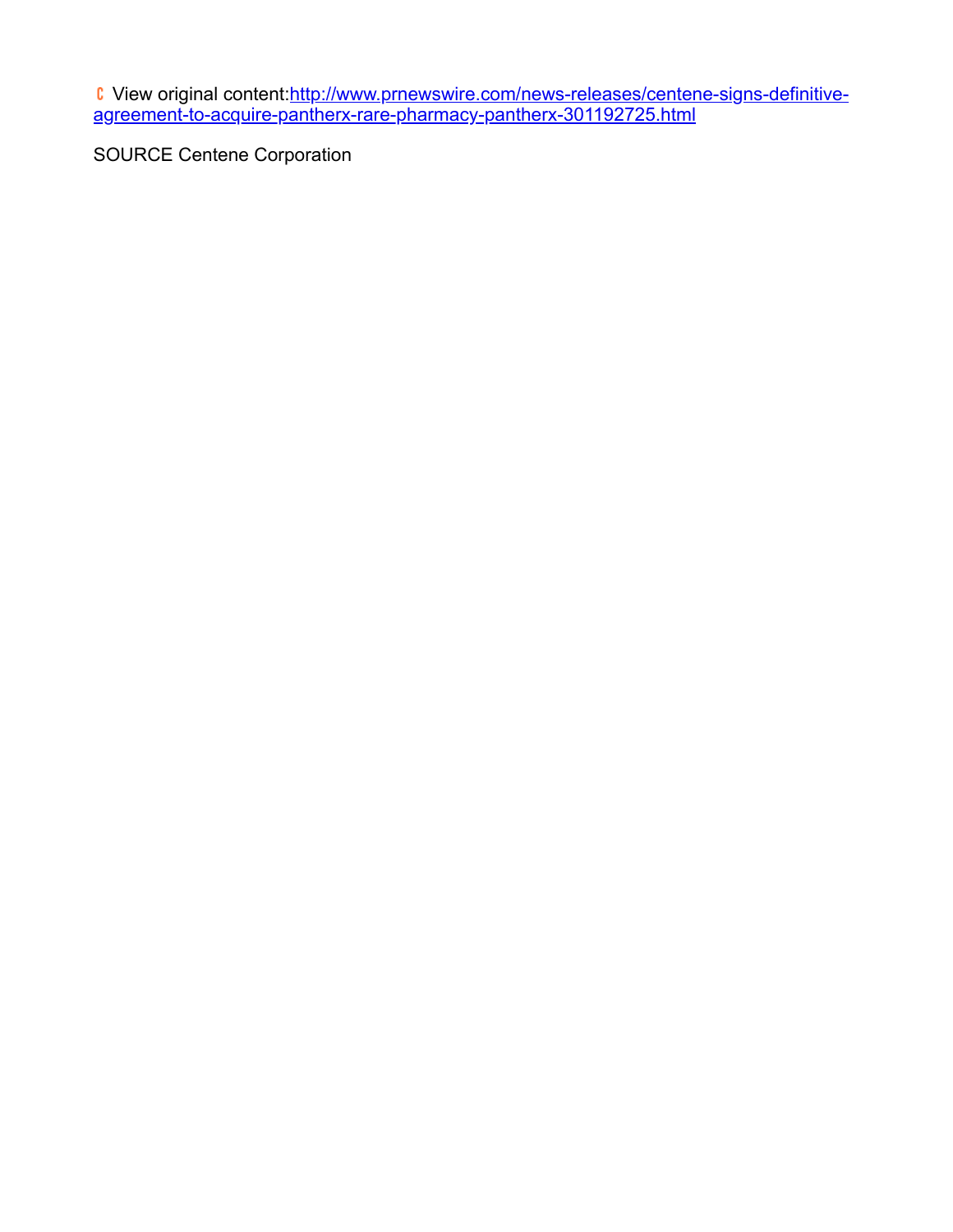View original content:[http://www.prnewswire.com/news-releases/centene-signs-definitive-agreement-to-acquire-pantherx-rare-pharmacy-pantherx-301192725.html](http://www.prnewswire.com/news-releases/centene-signs-definitive-agreement-to-acquire-pantherx-rare-pharmacy-pantherx-301192725.html)

SOURCE Centene Corporation